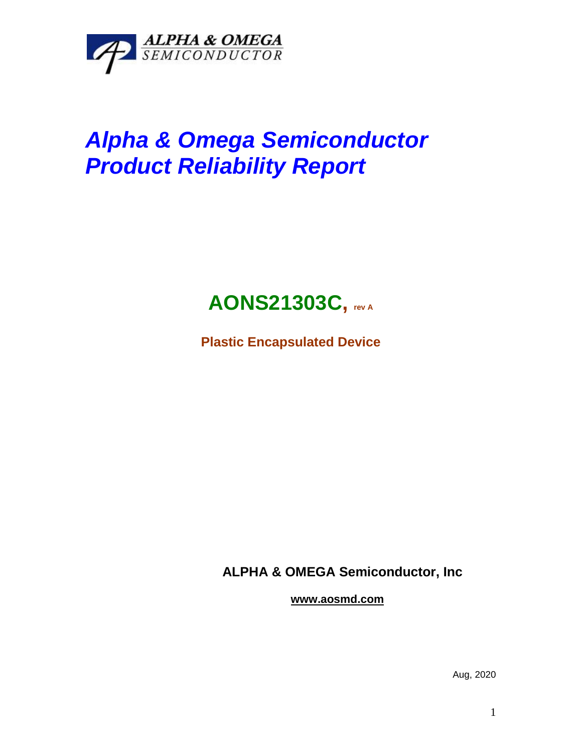ALPHA & OMEGA
SEMICONDUCTOR

# *Alpha & Omega Semiconductor Product Reliability Report*

## AONS21303C, rev A

**Plastic Encapsulated Device**

**ALPHA & OMEGA Semiconductor, Inc**

**www.aosmd.com**

Aug, 2020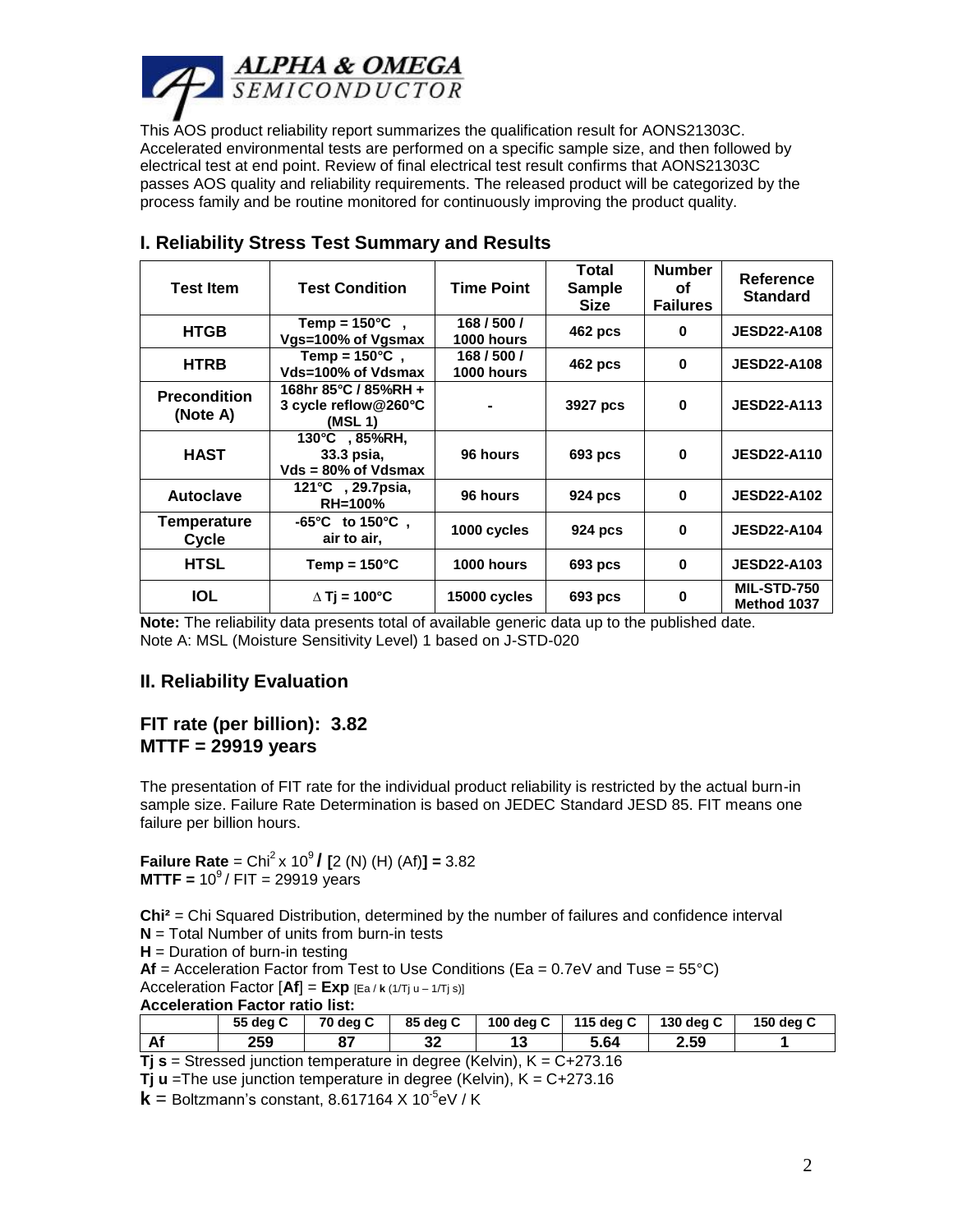ALPHA & OMEGA SEMICONDUCTOR

This AOS product reliability report summarizes the qualification result for AONS21303C. Accelerated environmental tests are performed on a specific sample size, and then followed by electrical test at end point. Review of final electrical test result confirms that AONS21303C passes AOS quality and reliability requirements. The released product will be categorized by the process family and be routine monitored for continuously improving the product quality.

## I. Reliability Stress Test Summary and Results

| Test Item | Test Condition | Time Point | Total Sample Size | Number of Failures | Reference Standard |
|---|---|---|---|---|---|
| **HTGB** | **Temp = 150°C , Vgs=100% of Vgsmax** | **168 / 500 / 1000 hours** | **462 pcs** | **0** | **JESD22-A108** |
| **HTRB** | **Temp = 150°C , Vds=100% of Vdsmax** | **168 / 500 / 1000 hours** | **462 pcs** | **0** | **JESD22-A108** |
| **Precondition (Note A)** | **168hr 85°C / 85%RH + 3 cycle reflow@260°C (MSL 1)** | **-** | **3927 pcs** | **0** | **JESD22-A113** |
| **HAST** | **130°C , 85%RH, 33.3 psia, Vds = 80% of Vdsmax** | **96 hours** | **693 pcs** | **0** | **JESD22-A110** |
| **Autoclave** | **121°C , 29.7psia, RH=100%** | **96 hours** | **924 pcs** | **0** | **JESD22-A102** |
| **Temperature Cycle** | **-65°C to 150°C , air to air,** | **1000 cycles** | **924 pcs** | **0** | **JESD22-A104** |
| **HTSL** | **Temp = 150°C** | **1000 hours** | **693 pcs** | **0** | **JESD22-A103** |
| **IOL** | **$\Delta$ Tj = 100°C** | **15000 cycles** | **693 pcs** | **0** | **MIL-STD-750 Method 1037** |

**Note:** The reliability data presents total of available generic data up to the published date.
Note A: MSL (Moisture Sensitivity Level) 1 based on J-STD-020

## II. Reliability Evaluation

### FIT rate (per billion): 3.82
### MTTF = 29919 years

The presentation of FIT rate for the individual product reliability is restricted by the actual burn-in sample size. Failure Rate Determination is based on JEDEC Standard JESD 85. FIT means one failure per billion hours.

**Failure Rate** = $Chi^2 \times 10^9$ **/ [**2 (N) (H) (Af)**] =** 3.82
**MTTF =** $10^9$ / FIT = 29919 years

**Chi²** = Chi Squared Distribution, determined by the number of failures and confidence interval
**N** = Total Number of units from burn-in tests
**H** = Duration of burn-in testing
**Af** = Acceleration Factor from Test to Use Conditions (Ea = 0.7eV and Tuse = 55°C)
Acceleration Factor [**Af**] = **Exp** [Ea / **k** (1/Tj u – 1/Tj s)]
**Acceleration Factor ratio list:**

| | 55 deg C | 70 deg C | 85 deg C | 100 deg C | 115 deg C | 130 deg C | 150 deg C |
|---|---|---|---|---|---|---|---|
| **Af** | **259** | **87** | **32** | **13** | **5.64** | **2.59** | **1** |

**Tj s** = Stressed junction temperature in degree (Kelvin), K = C+273.16
**Tj u** =The use junction temperature in degree (Kelvin), K = C+273.16
**k** = Boltzmann's constant, 8.617164 X $10^{-5}$eV / K